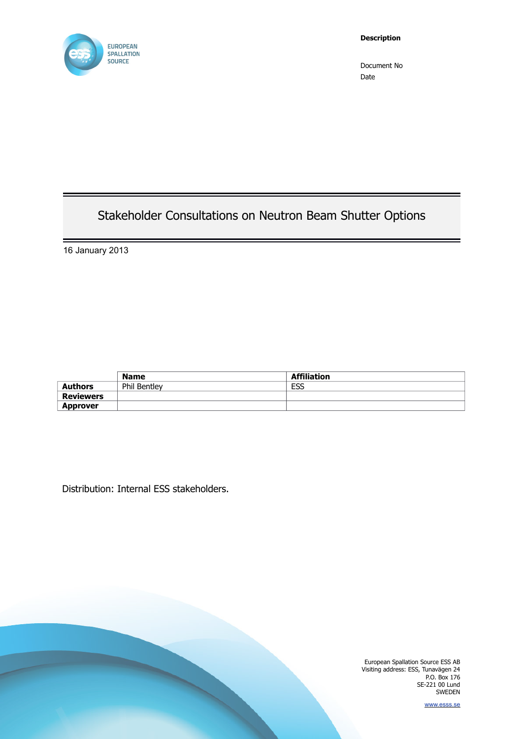EUROPEAN SPALLATION SOURCE

**Description**

Document No

Date

# Stakeholder Consultations on Neutron Beam Shutter Options

16 January 2013

| | Name | Affiliation |
|---|---|---|
| **Authors** | Phil Bentley | ESS |
| **Reviewers** | | |
| **Approver** | | |

Distribution: Internal ESS stakeholders.

European Spallation Source ESS AB
Visiting address: ESS, Tunavägen 24
P.O. Box 176
SE-221 00 Lund
SWEDEN

www.esss.se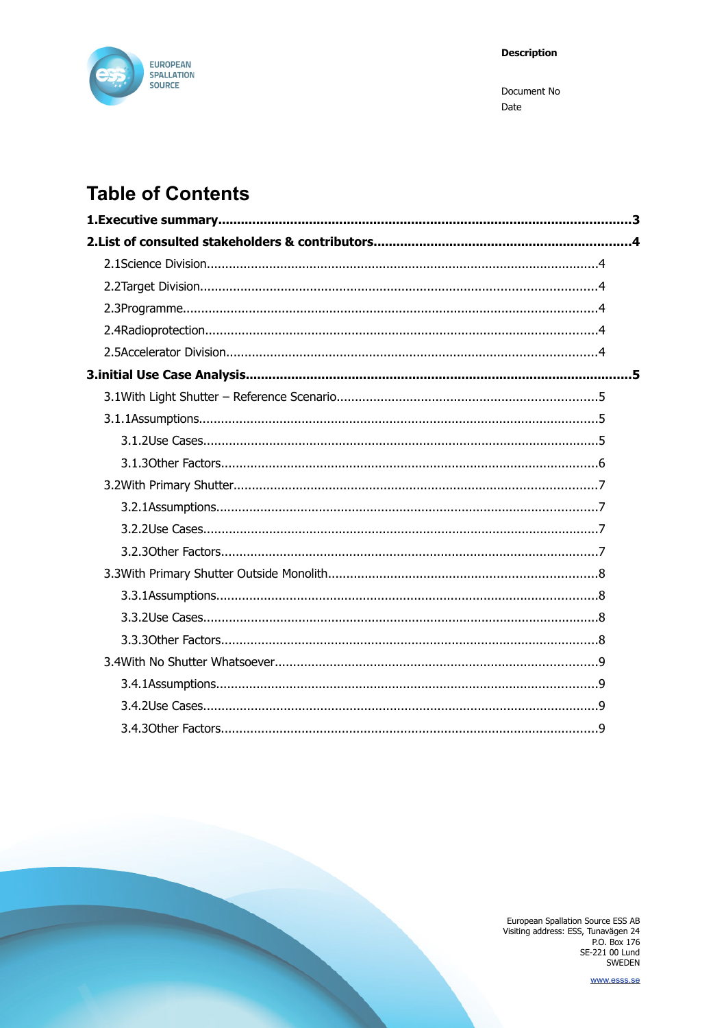## Table of Contents

**1.Executive summary..........3**

**2.List of consulted stakeholders & contributors..........4**

- 2.1Science Division..........4
- 2.2Target Division..........4
- 2.3Programme..........4
- 2.4Radioprotection..........4
- 2.5Accelerator Division..........4

**3.initial Use Case Analysis..........5**

- 3.1With Light Shutter – Reference Scenario..........5
- 3.1.1Assumptions..........5
  - 3.1.2Use Cases..........5
  - 3.1.3Other Factors..........6
- 3.2With Primary Shutter..........7
  - 3.2.1Assumptions..........7
  - 3.2.2Use Cases..........7
  - 3.2.3Other Factors..........7
- 3.3With Primary Shutter Outside Monolith..........8
  - 3.3.1Assumptions..........8
  - 3.3.2Use Cases..........8
  - 3.3.3Other Factors..........8
- 3.4With No Shutter Whatsoever..........9
  - 3.4.1Assumptions..........9
  - 3.4.2Use Cases..........9
  - 3.4.3Other Factors..........9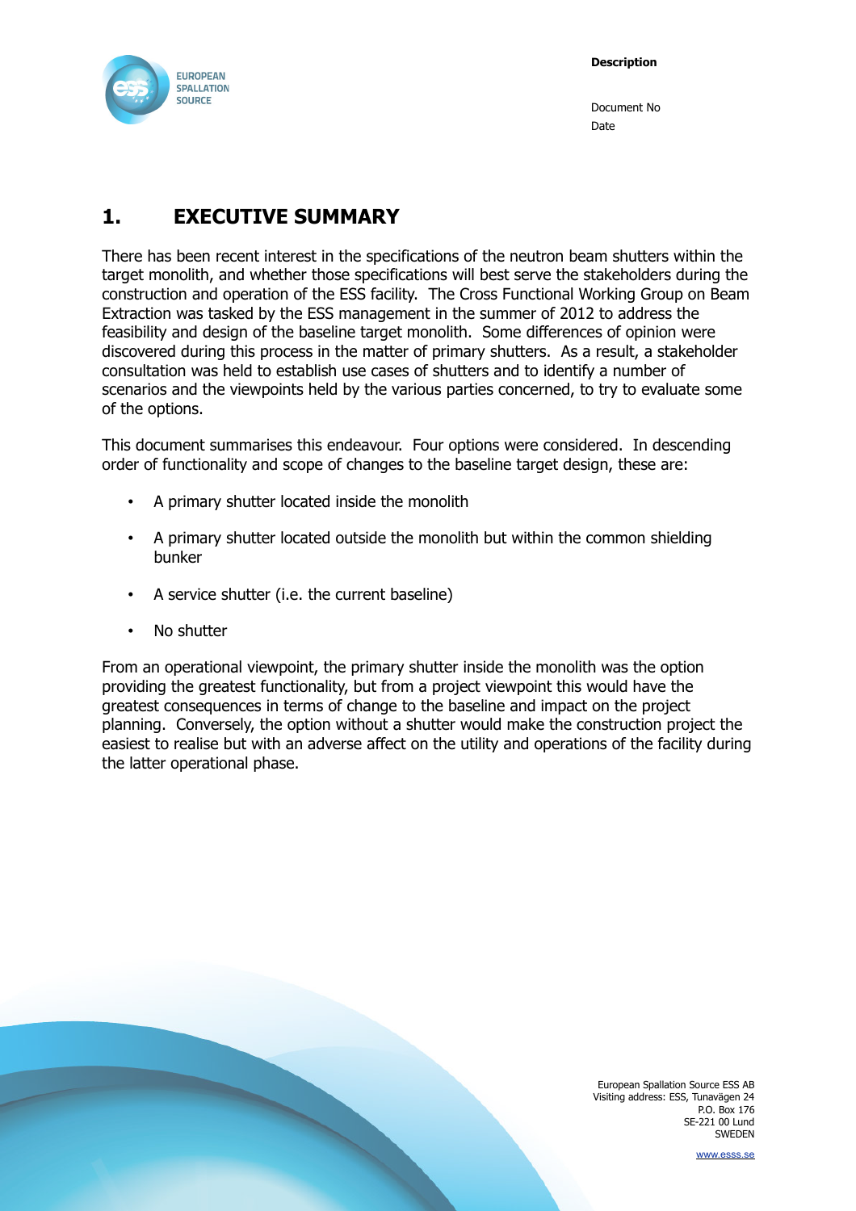# 1. EXECUTIVE SUMMARY

There has been recent interest in the specifications of the neutron beam shutters within the target monolith, and whether those specifications will best serve the stakeholders during the construction and operation of the ESS facility. The Cross Functional Working Group on Beam Extraction was tasked by the ESS management in the summer of 2012 to address the feasibility and design of the baseline target monolith. Some differences of opinion were discovered during this process in the matter of primary shutters. As a result, a stakeholder consultation was held to establish use cases of shutters and to identify a number of scenarios and the viewpoints held by the various parties concerned, to try to evaluate some of the options.

This document summarises this endeavour. Four options were considered. In descending order of functionality and scope of changes to the baseline target design, these are:

- A primary shutter located inside the monolith
- A primary shutter located outside the monolith but within the common shielding bunker
- A service shutter (i.e. the current baseline)
- No shutter

From an operational viewpoint, the primary shutter inside the monolith was the option providing the greatest functionality, but from a project viewpoint this would have the greatest consequences in terms of change to the baseline and impact on the project planning. Conversely, the option without a shutter would make the construction project the easiest to realise but with an adverse affect on the utility and operations of the facility during the latter operational phase.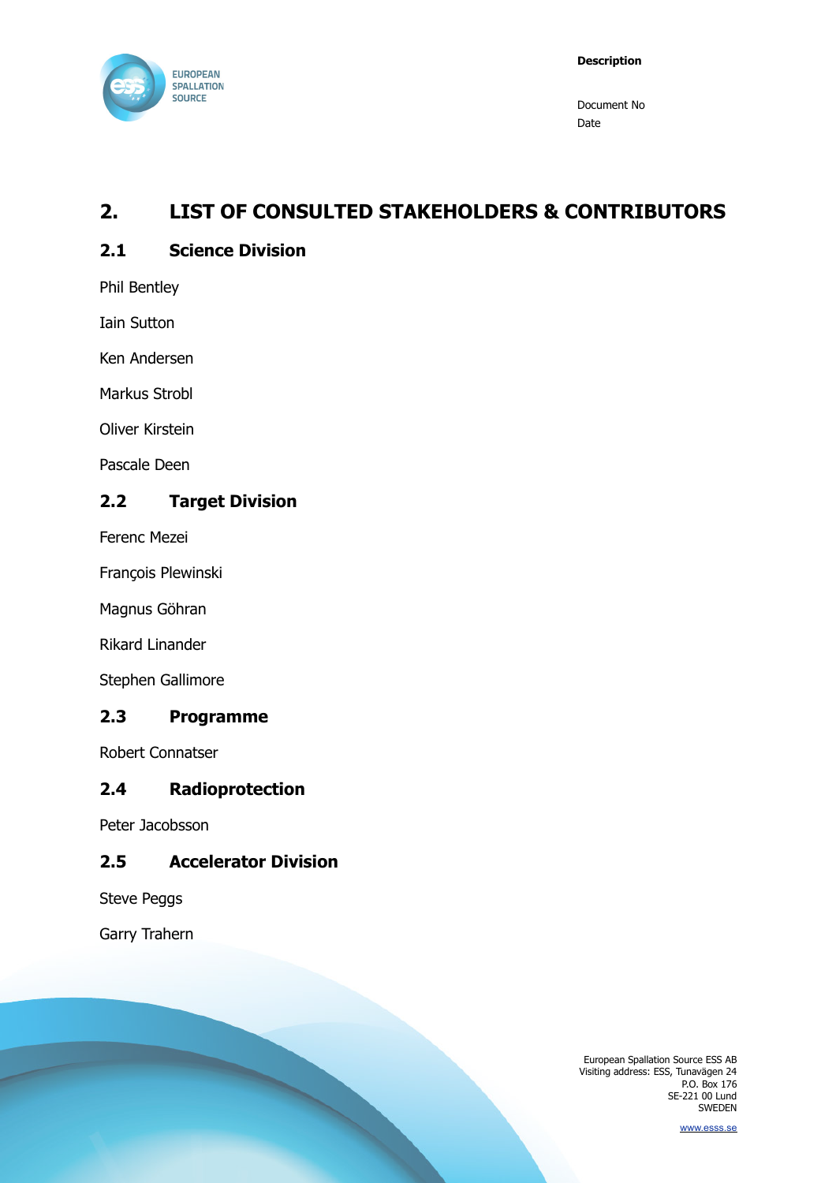# 2. LIST OF CONSULTED STAKEHOLDERS & CONTRIBUTORS

## 2.1 Science Division

Phil Bentley

Iain Sutton

Ken Andersen

Markus Strobl

Oliver Kirstein

Pascale Deen

## 2.2 Target Division

Ferenc Mezei

François Plewinski

Magnus Göhran

Rikard Linander

Stephen Gallimore

## 2.3 Programme

Robert Connatser

## 2.4 Radioprotection

Peter Jacobsson

## 2.5 Accelerator Division

Steve Peggs

Garry Trahern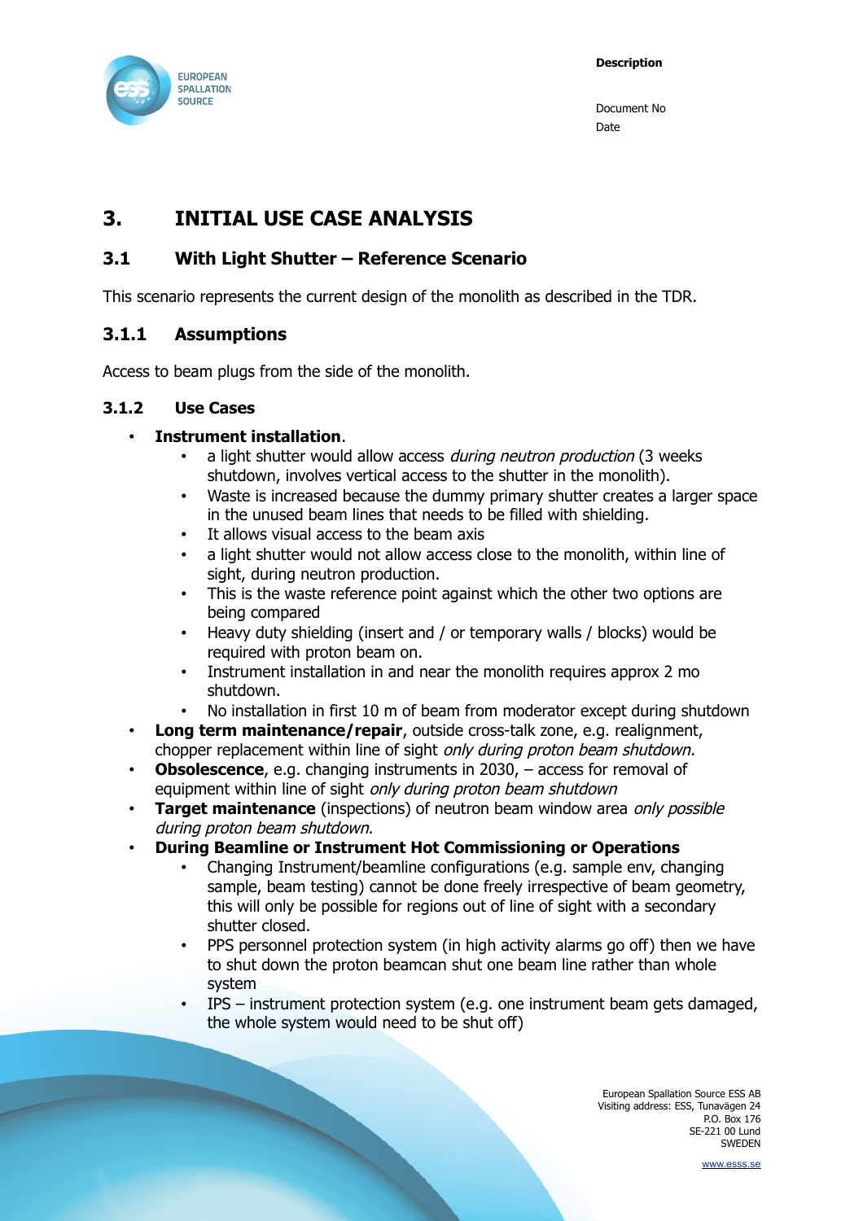# 3. INITIAL USE CASE ANALYSIS

## 3.1 With Light Shutter – Reference Scenario

This scenario represents the current design of the monolith as described in the TDR.

### 3.1.1 Assumptions

Access to beam plugs from the side of the monolith.

### 3.1.2 Use Cases

- **Instrument installation**.
  - a light shutter would allow access *during neutron production* (3 weeks shutdown, involves vertical access to the shutter in the monolith).
  - Waste is increased because the dummy primary shutter creates a larger space in the unused beam lines that needs to be filled with shielding.
  - It allows visual access to the beam axis
  - a light shutter would not allow access close to the monolith, within line of sight, during neutron production.
  - This is the waste reference point against which the other two options are being compared
  - Heavy duty shielding (insert and / or temporary walls / blocks) would be required with proton beam on.
  - Instrument installation in and near the monolith requires approx 2 mo shutdown.
  - No installation in first 10 m of beam from moderator except during shutdown
- **Long term maintenance/repair**, outside cross-talk zone, e.g. realignment, chopper replacement within line of sight *only during proton beam shutdown*.
- **Obsolescence**, e.g. changing instruments in 2030, – access for removal of equipment within line of sight *only during proton beam shutdown*
- **Target maintenance** (inspections) of neutron beam window area *only possible during proton beam shutdown*.
- **During Beamline or Instrument Hot Commissioning or Operations**
  - Changing Instrument/beamline configurations (e.g. sample env, changing sample, beam testing) cannot be done freely irrespective of beam geometry, this will only be possible for regions out of line of sight with a secondary shutter closed.
  - PPS personnel protection system (in high activity alarms go off) then we have to shut down the proton beamcan shut one beam line rather than whole system
  - IPS – instrument protection system (e.g. one instrument beam gets damaged, the whole system would need to be shut off)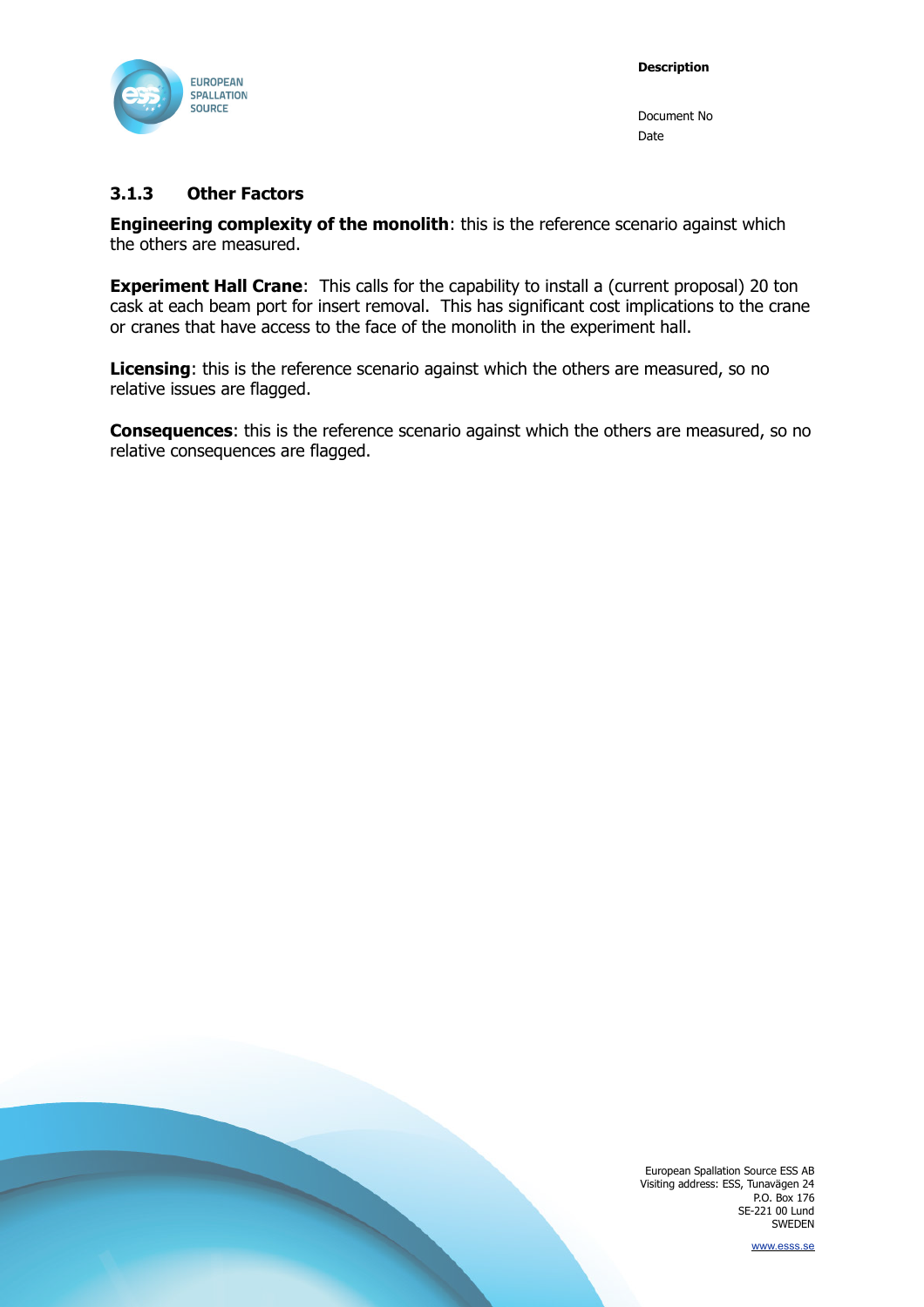### 3.1.3 Other Factors

**Engineering complexity of the monolith**: this is the reference scenario against which the others are measured.

**Experiment Hall Crane**: This calls for the capability to install a (current proposal) 20 ton cask at each beam port for insert removal. This has significant cost implications to the crane or cranes that have access to the face of the monolith in the experiment hall.

**Licensing**: this is the reference scenario against which the others are measured, so no relative issues are flagged.

**Consequences**: this is the reference scenario against which the others are measured, so no relative consequences are flagged.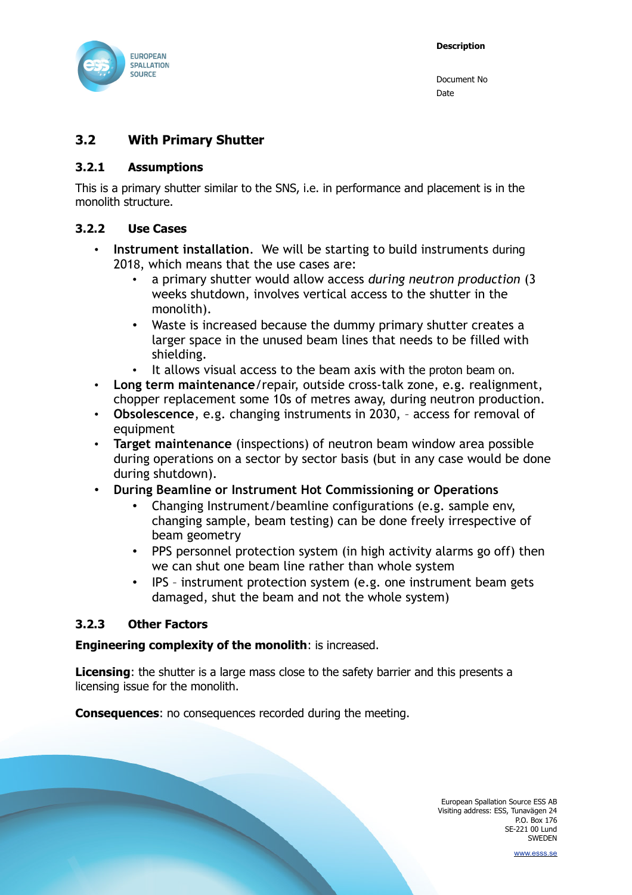## 3.2 With Primary Shutter

### 3.2.1 Assumptions

This is a primary shutter similar to the SNS, i.e. in performance and placement is in the monolith structure.

### 3.2.2 Use Cases

- **Instrument installation.** We will be starting to build instruments during 2018, which means that the use cases are:
  - a primary shutter would allow access *during neutron production* (3 weeks shutdown, involves vertical access to the shutter in the monolith).
  - Waste is increased because the dummy primary shutter creates a larger space in the unused beam lines that needs to be filled with shielding.
  - It allows visual access to the beam axis with the proton beam on.
- **Long term maintenance**/repair, outside cross-talk zone, e.g. realignment, chopper replacement some 10s of metres away, during neutron production.
- **Obsolescence**, e.g. changing instruments in 2030, – access for removal of equipment
- **Target maintenance** (inspections) of neutron beam window area possible during operations on a sector by sector basis (but in any case would be done during shutdown).
- **During Beamline or Instrument Hot Commissioning or Operations**
  - Changing Instrument/beamline configurations (e.g. sample env, changing sample, beam testing) can be done freely irrespective of beam geometry
  - PPS personnel protection system (in high activity alarms go off) then we can shut one beam line rather than whole system
  - IPS – instrument protection system (e.g. one instrument beam gets damaged, shut the beam and not the whole system)

### 3.2.3 Other Factors

**Engineering complexity of the monolith**: is increased.

**Licensing**: the shutter is a large mass close to the safety barrier and this presents a licensing issue for the monolith.

**Consequences**: no consequences recorded during the meeting.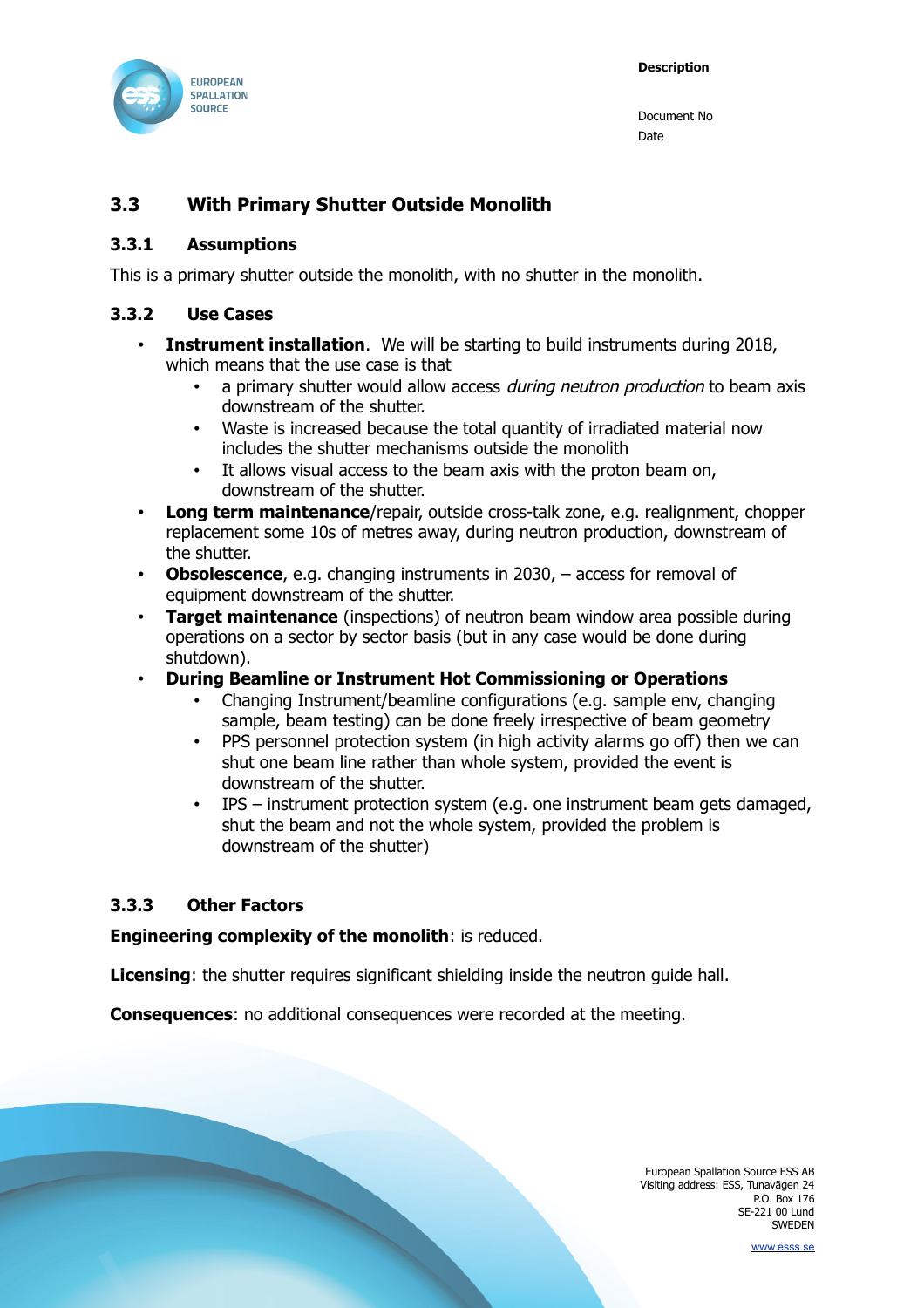## 3.3 With Primary Shutter Outside Monolith

### 3.3.1 Assumptions

This is a primary shutter outside the monolith, with no shutter in the monolith.

### 3.3.2 Use Cases

- **Instrument installation**. We will be starting to build instruments during 2018, which means that the use case is that
  - a primary shutter would allow access *during neutron production* to beam axis downstream of the shutter.
  - Waste is increased because the total quantity of irradiated material now includes the shutter mechanisms outside the monolith
  - It allows visual access to the beam axis with the proton beam on, downstream of the shutter.
- **Long term maintenance**/repair, outside cross-talk zone, e.g. realignment, chopper replacement some 10s of metres away, during neutron production, downstream of the shutter.
- **Obsolescence**, e.g. changing instruments in 2030, – access for removal of equipment downstream of the shutter.
- **Target maintenance** (inspections) of neutron beam window area possible during operations on a sector by sector basis (but in any case would be done during shutdown).
- **During Beamline or Instrument Hot Commissioning or Operations**
  - Changing Instrument/beamline configurations (e.g. sample env, changing sample, beam testing) can be done freely irrespective of beam geometry
  - PPS personnel protection system (in high activity alarms go off) then we can shut one beam line rather than whole system, provided the event is downstream of the shutter.
  - IPS – instrument protection system (e.g. one instrument beam gets damaged, shut the beam and not the whole system, provided the problem is downstream of the shutter)

### 3.3.3 Other Factors

**Engineering complexity of the monolith**: is reduced.

**Licensing**: the shutter requires significant shielding inside the neutron guide hall.

**Consequences**: no additional consequences were recorded at the meeting.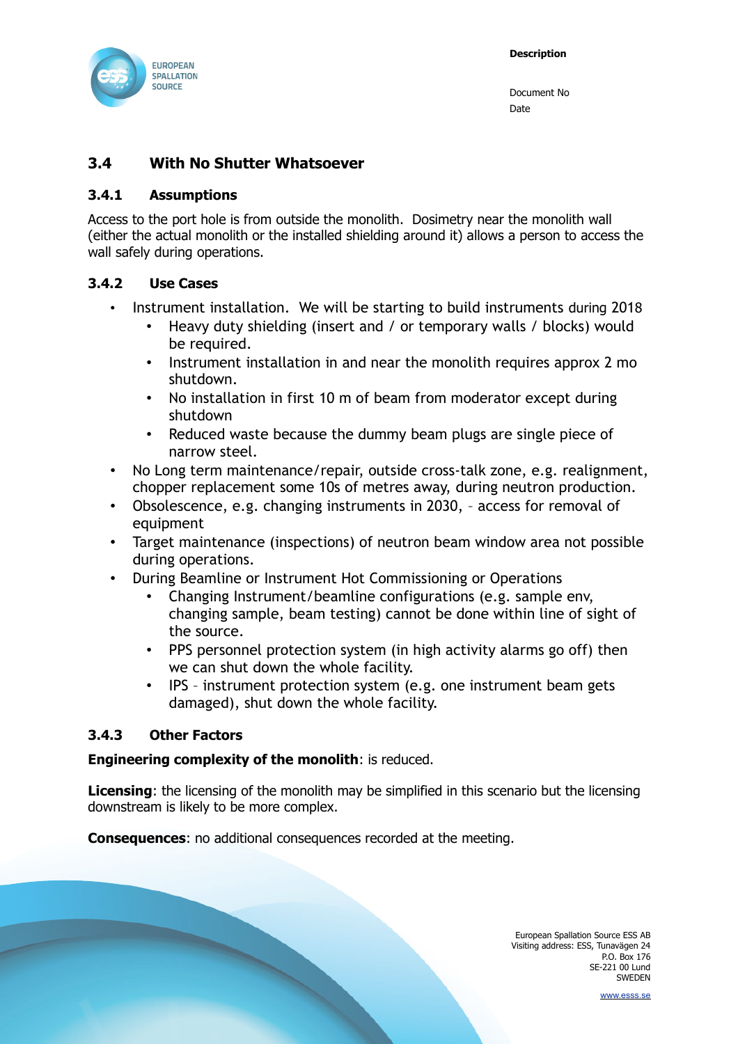## 3.4 With No Shutter Whatsoever

### 3.4.1 Assumptions

Access to the port hole is from outside the monolith. Dosimetry near the monolith wall (either the actual monolith or the installed shielding around it) allows a person to access the wall safely during operations.

### 3.4.2 Use Cases

- Instrument installation. We will be starting to build instruments during 2018
  - Heavy duty shielding (insert and / or temporary walls / blocks) would be required.
  - Instrument installation in and near the monolith requires approx 2 mo shutdown.
  - No installation in first 10 m of beam from moderator except during shutdown
  - Reduced waste because the dummy beam plugs are single piece of narrow steel.
- No Long term maintenance/repair, outside cross-talk zone, e.g. realignment, chopper replacement some 10s of metres away, during neutron production.
- Obsolescence, e.g. changing instruments in 2030, – access for removal of equipment
- Target maintenance (inspections) of neutron beam window area not possible during operations.
- During Beamline or Instrument Hot Commissioning or Operations
  - Changing Instrument/beamline configurations (e.g. sample env, changing sample, beam testing) cannot be done within line of sight of the source.
  - PPS personnel protection system (in high activity alarms go off) then we can shut down the whole facility.
  - IPS – instrument protection system (e.g. one instrument beam gets damaged), shut down the whole facility.

### 3.4.3 Other Factors

**Engineering complexity of the monolith**: is reduced.

**Licensing**: the licensing of the monolith may be simplified in this scenario but the licensing downstream is likely to be more complex.

**Consequences**: no additional consequences recorded at the meeting.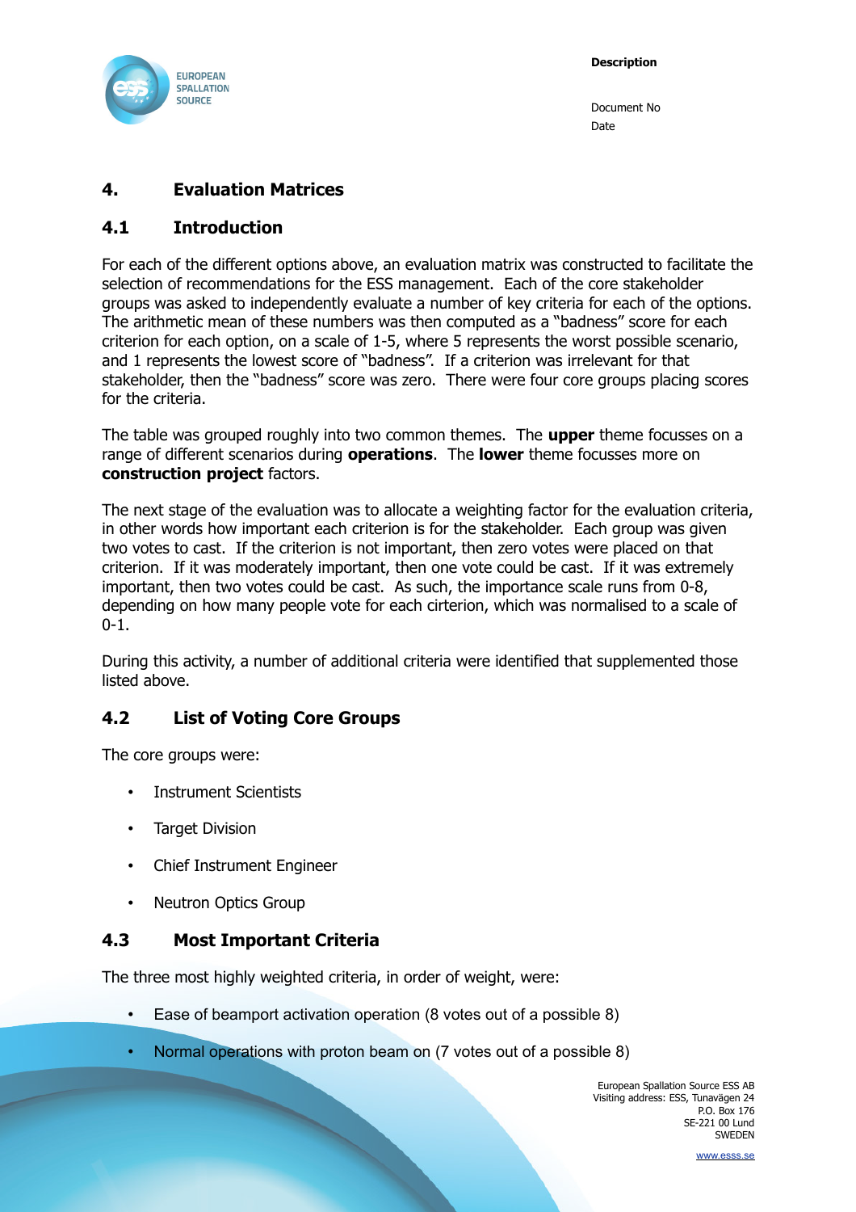# 4. Evaluation Matrices

## 4.1 Introduction

For each of the different options above, an evaluation matrix was constructed to facilitate the selection of recommendations for the ESS management. Each of the core stakeholder groups was asked to independently evaluate a number of key criteria for each of the options. The arithmetic mean of these numbers was then computed as a "badness" score for each criterion for each option, on a scale of 1-5, where 5 represents the worst possible scenario, and 1 represents the lowest score of "badness". If a criterion was irrelevant for that stakeholder, then the "badness" score was zero. There were four core groups placing scores for the criteria.

The table was grouped roughly into two common themes. The **upper** theme focusses on a range of different scenarios during **operations**. The **lower** theme focusses more on **construction project** factors.

The next stage of the evaluation was to allocate a weighting factor for the evaluation criteria, in other words how important each criterion is for the stakeholder. Each group was given two votes to cast. If the criterion is not important, then zero votes were placed on that criterion. If it was moderately important, then one vote could be cast. If it was extremely important, then two votes could be cast. As such, the importance scale runs from 0-8, depending on how many people vote for each cirterion, which was normalised to a scale of 0-1.

During this activity, a number of additional criteria were identified that supplemented those listed above.

## 4.2 List of Voting Core Groups

The core groups were:

- Instrument Scientists
- Target Division
- Chief Instrument Engineer
- Neutron Optics Group

## 4.3 Most Important Criteria

The three most highly weighted criteria, in order of weight, were:

- Ease of beamport activation operation (8 votes out of a possible 8)
- Normal operations with proton beam on (7 votes out of a possible 8)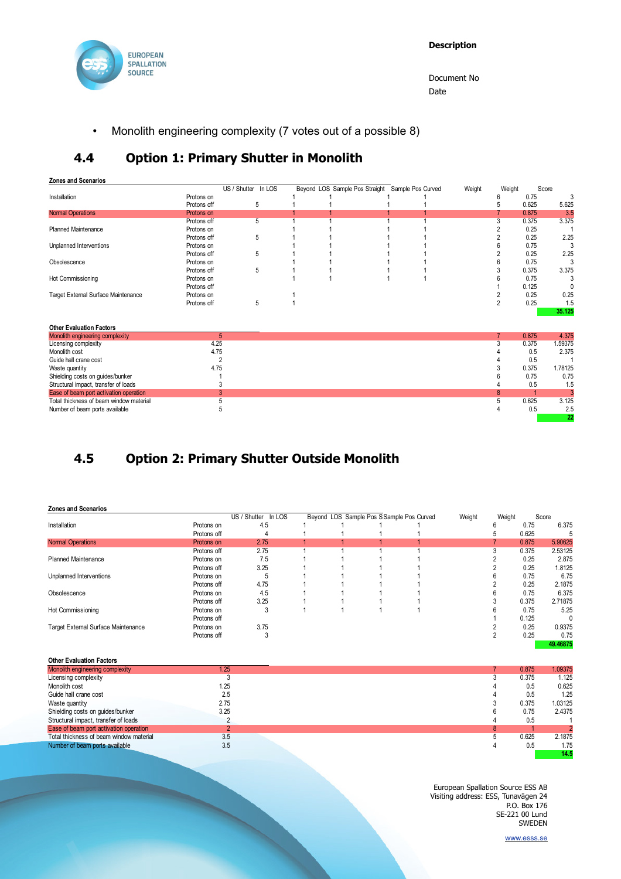- Monolith engineering complexity (7 votes out of a possible 8)

## 4.4 Option 1: Primary Shutter in Monolith

**Zones and Scenarios**

| | | US / Shutter | In LOS | Beyond LOS | Sample Pos Straight | Sample Pos Curved | Weight | Weight | Score |
|---|---|---|---|---|---|---|---|---|---|
| Installation | Protons on | | 1 | 1 | 1 | 1 | 6 | 0.75 | 3 |
| | Protons off | 5 | 1 | 1 | 1 | 1 | 5 | 0.625 | 5.625 |
| Normal Operations | Protons on | | 1 | 1 | 1 | 1 | 7 | 0.875 | 3.5 |
| | Protons off | 5 | 1 | 1 | 1 | 1 | 3 | 0.375 | 3.375 |
| Planned Maintenance | Protons on | | 1 | 1 | 1 | 1 | 2 | 0.25 | 1 |
| | Protons off | 5 | 1 | 1 | 1 | 1 | 2 | 0.25 | 2.25 |
| Unplanned Interventions | Protons on | | 1 | 1 | 1 | 1 | 6 | 0.75 | 3 |
| | Protons off | 5 | 1 | 1 | 1 | 1 | 2 | 0.25 | 2.25 |
| Obsolescence | Protons on | | 1 | 1 | 1 | 1 | 6 | 0.75 | 3 |
| | Protons off | 5 | 1 | 1 | 1 | 1 | 3 | 0.375 | 3.375 |
| Hot Commissioning | Protons on | | 1 | 1 | 1 | 1 | 6 | 0.75 | 3 |
| | Protons off | | | | | | 1 | 0.125 | 0 |
| Target External Surface Maintenance | Protons on | | 1 | | | | 2 | 0.25 | 0.25 |
| | Protons off | 5 | 1 | | | | 2 | 0.25 | 1.5 |
| | | | | | | | | | 35.125 |

**Other Evaluation Factors**

| | | Weight | Weight | Score |
|---|---|---|---|---|
| Monolith engineering complexity | 5 | 7 | 0.875 | 4.375 |
| Licensing complexity | 4.25 | 3 | 0.375 | 1.59375 |
| Monolith cost | 4.75 | 4 | 0.5 | 2.375 |
| Guide hall crane cost | 2 | 4 | 0.5 | 1 |
| Waste quantity | 4.75 | 3 | 0.375 | 1.78125 |
| Shielding costs on guides/bunker | 1 | 6 | 0.75 | 0.75 |
| Structural impact, transfer of loads | 3 | 4 | 0.5 | 1.5 |
| Ease of beam port activation operation | 3 | 8 | 1 | 3 |
| Total thickness of beam window material | 5 | 5 | 0.625 | 3.125 |
| Number of beam ports available | 5 | 4 | 0.5 | 2.5 |
| | | | | 22 |

## 4.5 Option 2: Primary Shutter Outside Monolith

**Zones and Scenarios**

| | | US / Shutter | In LOS | Beyond LOS | Sample Pos S | Sample Pos Curved | Weight | Weight | Score |
|---|---|---|---|---|---|---|---|---|---|
| Installation | Protons on | 4.5 | 1 | 1 | 1 | 1 | 6 | 0.75 | 6.375 |
| | Protons off | 4 | 1 | 1 | 1 | 1 | 5 | 0.625 | 5 |
| Normal Operations | Protons on | 2.75 | 1 | 1 | 1 | 1 | 7 | 0.875 | 5.90625 |
| | Protons off | 2.75 | 1 | 1 | 1 | 1 | 3 | 0.375 | 2.53125 |
| Planned Maintenance | Protons on | 7.5 | 1 | 1 | 1 | 1 | 2 | 0.25 | 2.875 |
| | Protons off | 3.25 | 1 | 1 | 1 | 1 | 2 | 0.25 | 1.8125 |
| Unplanned Interventions | Protons on | 5 | 1 | 1 | 1 | 1 | 6 | 0.75 | 6.75 |
| | Protons off | 4.75 | 1 | 1 | 1 | 1 | 2 | 0.25 | 2.1875 |
| Obsolescence | Protons on | 4.5 | 1 | 1 | 1 | 1 | 6 | 0.75 | 6.375 |
| | Protons off | 3.25 | 1 | 1 | 1 | 1 | 3 | 0.375 | 2.71875 |
| Hot Commissioning | Protons on | 3 | 1 | 1 | 1 | 1 | 6 | 0.75 | 5.25 |
| | Protons off | | | | | | 1 | 0.125 | 0 |
| Target External Surface Maintenance | Protons on | 3.75 | | | | | 2 | 0.25 | 0.9375 |
| | Protons off | 3 | | | | | 2 | 0.25 | 0.75 |
| | | | | | | | | | 49.46875 |

**Other Evaluation Factors**

| | | Weight | Weight | Score |
|---|---|---|---|---|
| Monolith engineering complexity | 1.25 | 7 | 0.875 | 1.09375 |
| Licensing complexity | 3 | 3 | 0.375 | 1.125 |
| Monolith cost | 1.25 | 4 | 0.5 | 0.625 |
| Guide hall crane cost | 2.5 | 4 | 0.5 | 1.25 |
| Waste quantity | 2.75 | 3 | 0.375 | 1.03125 |
| Shielding costs on guides/bunker | 3.25 | 6 | 0.75 | 2.4375 |
| Structural impact, transfer of loads | 2 | 4 | 0.5 | 1 |
| Ease of beam port activation operation | 2 | 8 | 1 | 2 |
| Total thickness of beam window material | 3.5 | 5 | 0.625 | 2.1875 |
| Number of beam ports available | 3.5 | 4 | 0.5 | 1.75 |
| | | | | 14.5 |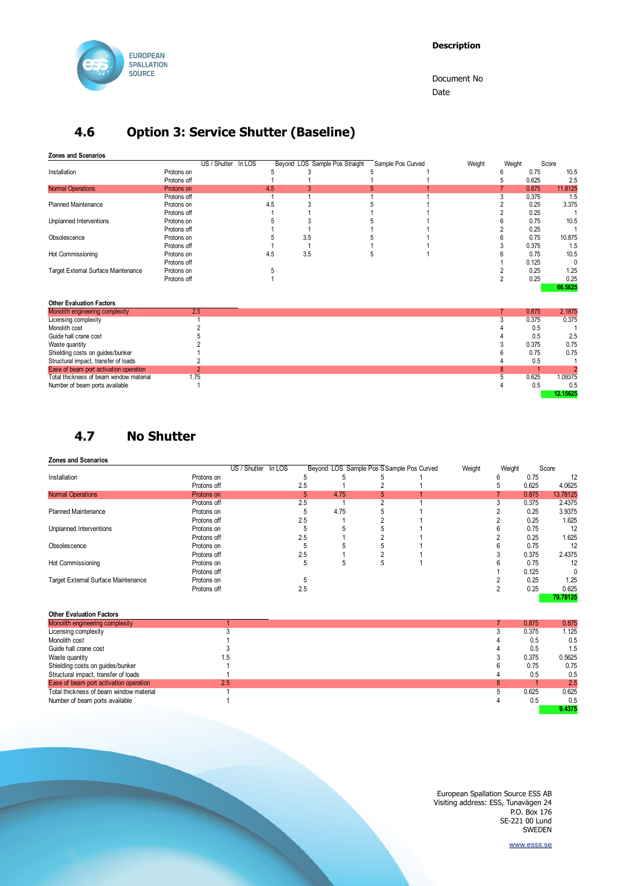## 4.6 Option 3: Service Shutter (Baseline)

**Zones and Scenarios**

| | | US / Shutter In LOS | Beyond LOS | Sample Pos Straight | Sample Pos Curved | Weight | Weight | Score |
|---|---|---|---|---|---|---|---|---|
| Installation | Protons on | 5 | 3 | 5 | 1 | 6 | 0.75 | 10.5 |
| | Protons off | 1 | 1 | 1 | 1 | 5 | 0.625 | 2.5 |
| Normal Operations | Protons on | 4.5 | 3 | 5 | 1 | 7 | 0.875 | 11.8125 |
| | Protons off | 1 | 1 | 1 | 1 | 3 | 0.375 | 1.5 |
| Planned Maintenance | Protons on | 4.5 | 3 | 5 | 1 | 2 | 0.25 | 3.375 |
| | Protons off | 1 | 1 | 1 | 1 | 2 | 0.25 | 1 |
| Unplanned Interventions | Protons on | 5 | 3 | 5 | 1 | 6 | 0.75 | 10.5 |
| | Protons off | 1 | 1 | 1 | 1 | 2 | 0.25 | 1 |
| Obsolescence | Protons on | 5 | 3.5 | 5 | 1 | 6 | 0.75 | 10.875 |
| | Protons off | 1 | 1 | 1 | 1 | 3 | 0.375 | 1.5 |
| Hot Commissioning | Protons on | 4.5 | 3.5 | 5 | 1 | 6 | 0.75 | 10.5 |
| | Protons off | | | | | 1 | 0.125 | 0 |
| Target External Surface Maintenance | Protons on | 5 | | | | 2 | 0.25 | 1.25 |
| | Protons off | 1 | | | | 2 | 0.25 | 0.25 |
| | | | | | | | | 66.5625 |

**Other Evaluation Factors**

| | | Weight | Weight | Score |
|---|---|---|---|---|
| Monolith engineering complexity | 2.5 | 7 | 0.875 | 2.1875 |
| Licensing complexity | 1 | 3 | 0.375 | 0.375 |
| Monolith cost | 2 | 4 | 0.5 | 1 |
| Guide hall crane cost | 5 | 4 | 0.5 | 2.5 |
| Waste quantity | 2 | 3 | 0.375 | 0.75 |
| Shielding costs on guides/bunker | 1 | 6 | 0.75 | 0.75 |
| Structural impact, transfer of loads | 2 | 4 | 0.5 | 1 |
| Ease of beam port activation operation | 2 | 8 | 1 | 2 |
| Total thickness of beam window material | 1.75 | 5 | 0.625 | 1.09375 |
| Number of beam ports available | 1 | 4 | 0.5 | 0.5 |
| | | | | 12.15625 |

## 4.7 No Shutter

**Zones and Scenarios**

| | | US / Shutter In LOS | Beyond LOS | Sample Pos Straight | Sample Pos Curved | Weight | Weight | Score |
|---|---|---|---|---|---|---|---|---|
| Installation | Protons on | 5 | 5 | 5 | 1 | 6 | 0.75 | 12 |
| | Protons off | 2.5 | 1 | 2 | 1 | 5 | 0.625 | 4.0625 |
| Normal Operations | Protons on | 5 | 4.75 | 5 | 1 | 7 | 0.875 | 13.78125 |
| | Protons off | 2.5 | 1 | 2 | 1 | 3 | 0.375 | 2.4375 |
| Planned Maintenance | Protons on | 5 | 4.75 | 5 | 1 | 2 | 0.25 | 3.9375 |
| | Protons off | 2.5 | 1 | 2 | 1 | 2 | 0.25 | 1.625 |
| Unplanned Interventions | Protons on | 5 | 5 | 5 | 1 | 6 | 0.75 | 12 |
| | Protons off | 2.5 | 1 | 2 | 1 | 2 | 0.25 | 1.625 |
| Obsolescence | Protons on | 5 | 5 | 5 | 1 | 6 | 0.75 | 12 |
| | Protons off | 2.5 | 1 | 2 | 1 | 3 | 0.375 | 2.4375 |
| Hot Commissioning | Protons on | 5 | 5 | 5 | 1 | 6 | 0.75 | 12 |
| | Protons off | | | | | 1 | 0.125 | 0 |
| Target External Surface Maintenance | Protons on | 5 | | | | 2 | 0.25 | 1.25 |
| | Protons off | 2.5 | | | | 2 | 0.25 | 0.625 |
| | | | | | | | | 79.78125 |

**Other Evaluation Factors**

| | | Weight | Weight | Score |
|---|---|---|---|---|
| Monolith engineering complexity | 1 | 7 | 0.875 | 0.875 |
| Licensing complexity | 3 | 3 | 0.375 | 1.125 |
| Monolith cost | 1 | 4 | 0.5 | 0.5 |
| Guide hall crane cost | 3 | 4 | 0.5 | 1.5 |
| Waste quantity | 1.5 | 3 | 0.375 | 0.5625 |
| Shielding costs on guides/bunker | 1 | 6 | 0.75 | 0.75 |
| Structural impact, transfer of loads | 1 | 4 | 0.5 | 0.5 |
| Ease of beam port activation operation | 2.5 | 8 | 1 | 2.5 |
| Total thickness of beam window material | 1 | 5 | 0.625 | 0.625 |
| Number of beam ports available | 1 | 4 | 0.5 | 0.5 |
| | | | | 9.4375 |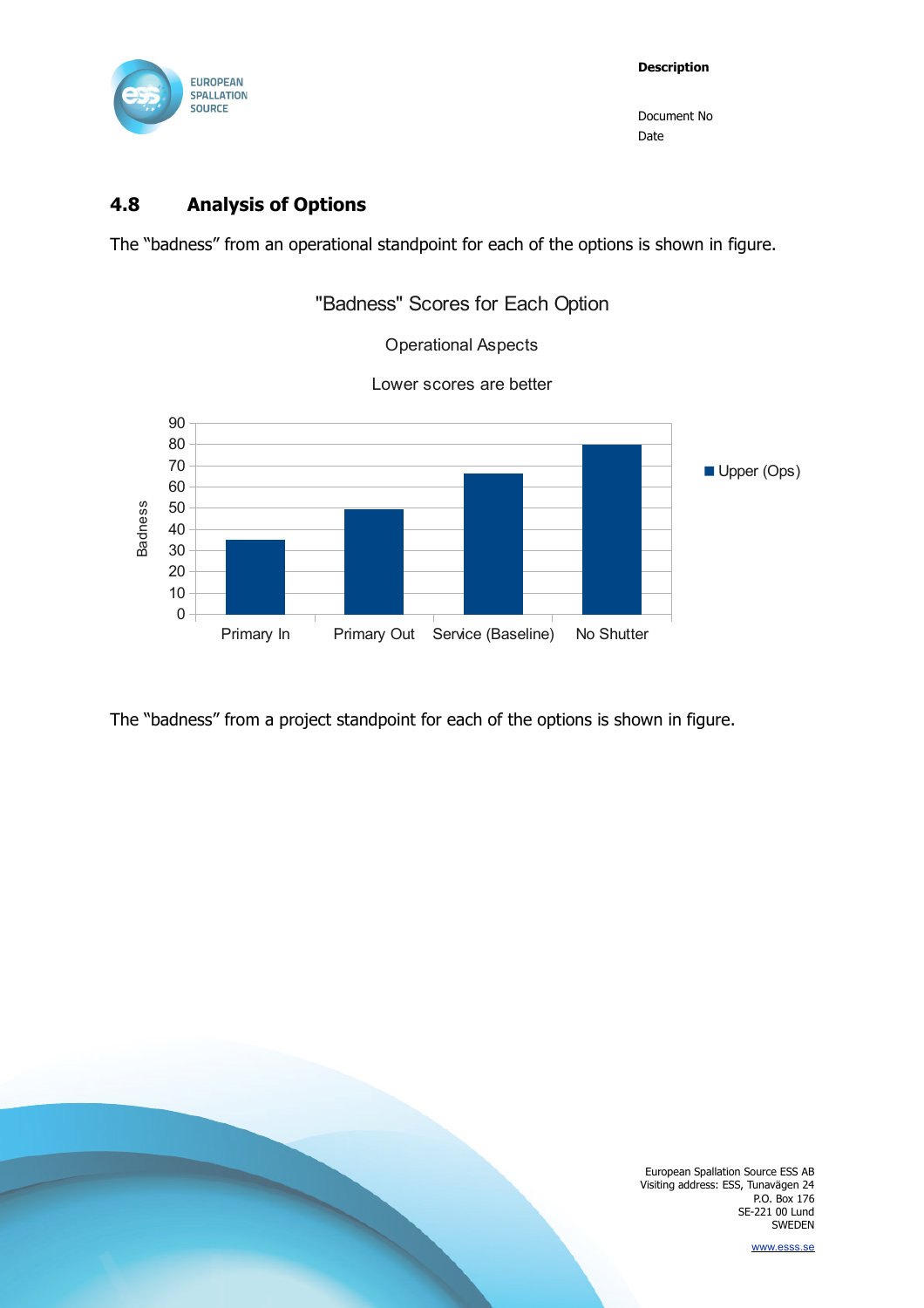## 4.8 Analysis of Options

The “badness” from an operational standpoint for each of the options is shown in figure.

"Badness" Scores for Each Option

Operational Aspects

Lower scores are better

| Option | Upper (Ops) |
|---|---|
| Primary In | 35 |
| Primary Out | 49 |
| Service (Baseline) | 66 |
| No Shutter | 80 |

The “badness” from a project standpoint for each of the options is shown in figure.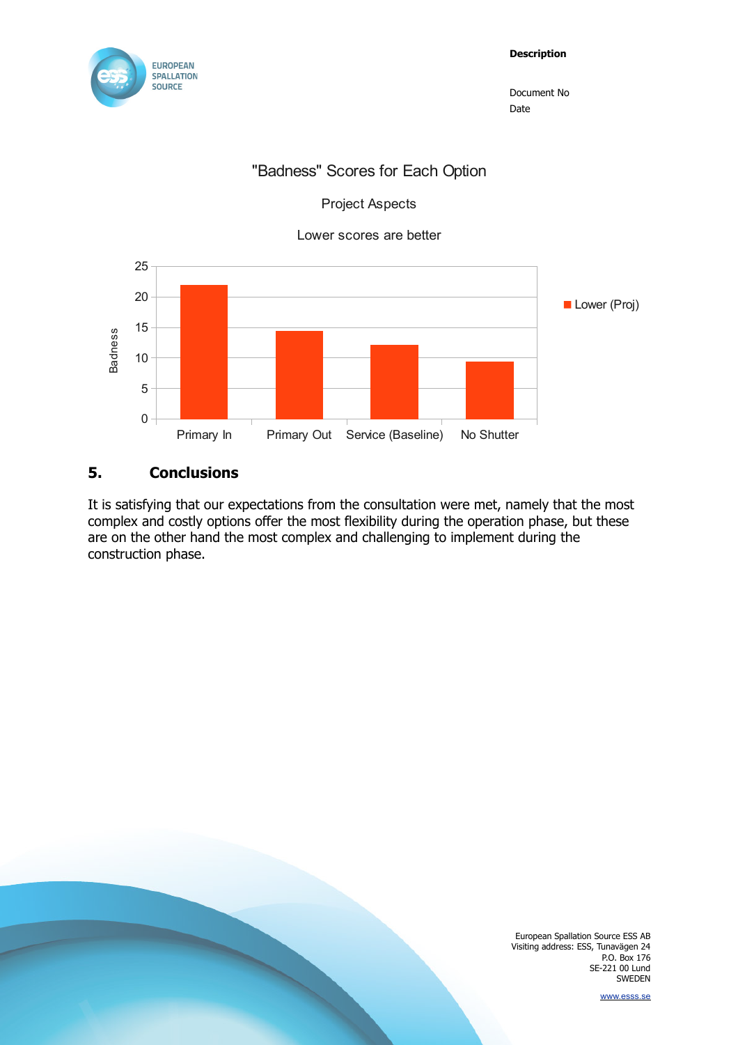"Badness" Scores for Each Option

Project Aspects

Lower scores are better

Badness

25
20
15
10
5
0

Primary In
Primary Out
Service (Baseline)
No Shutter

Lower (Proj)

## 5. Conclusions

It is satisfying that our expectations from the consultation were met, namely that the most complex and costly options offer the most flexibility during the operation phase, but these are on the other hand the most complex and challenging to implement during the construction phase.